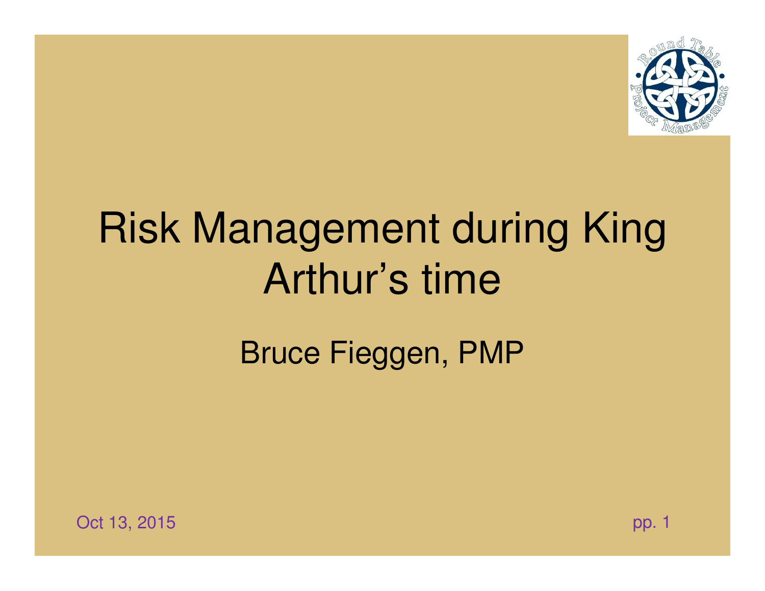# Risk Management during King Arthur's time

Bruce Fieggen, PMP

Oct 13, 2015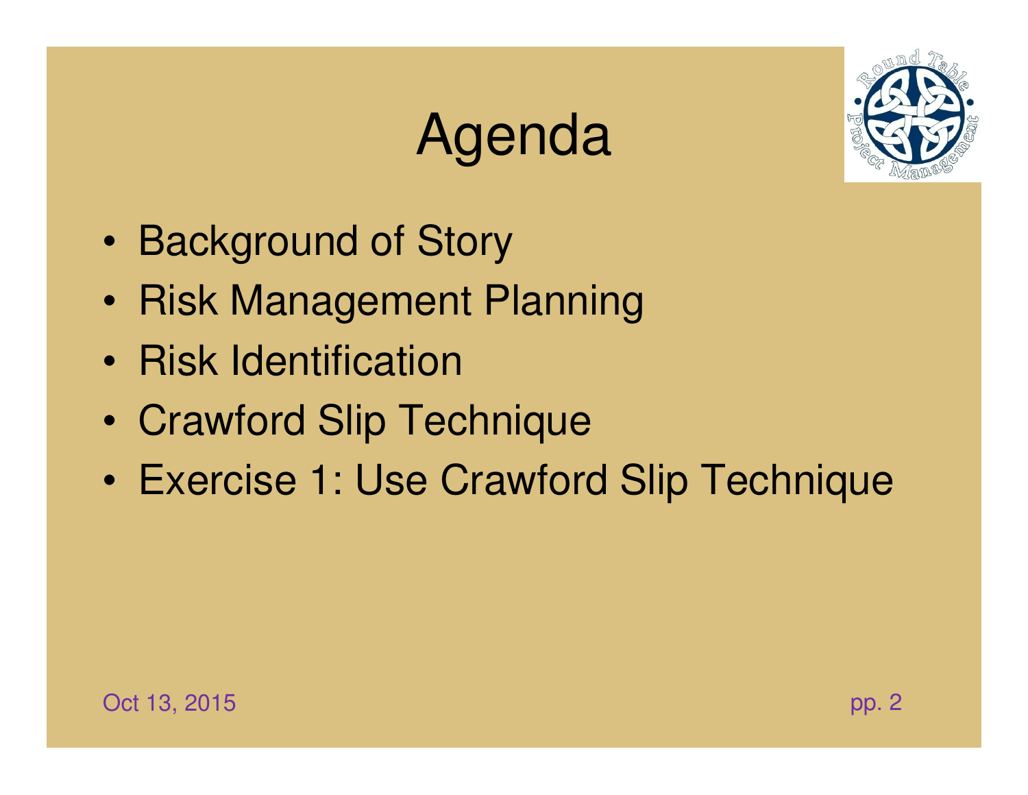# Agenda

- Background of Story
- Risk Management Planning
- Risk Identification
- Crawford Slip Technique
- Exercise 1: Use Crawford Slip Technique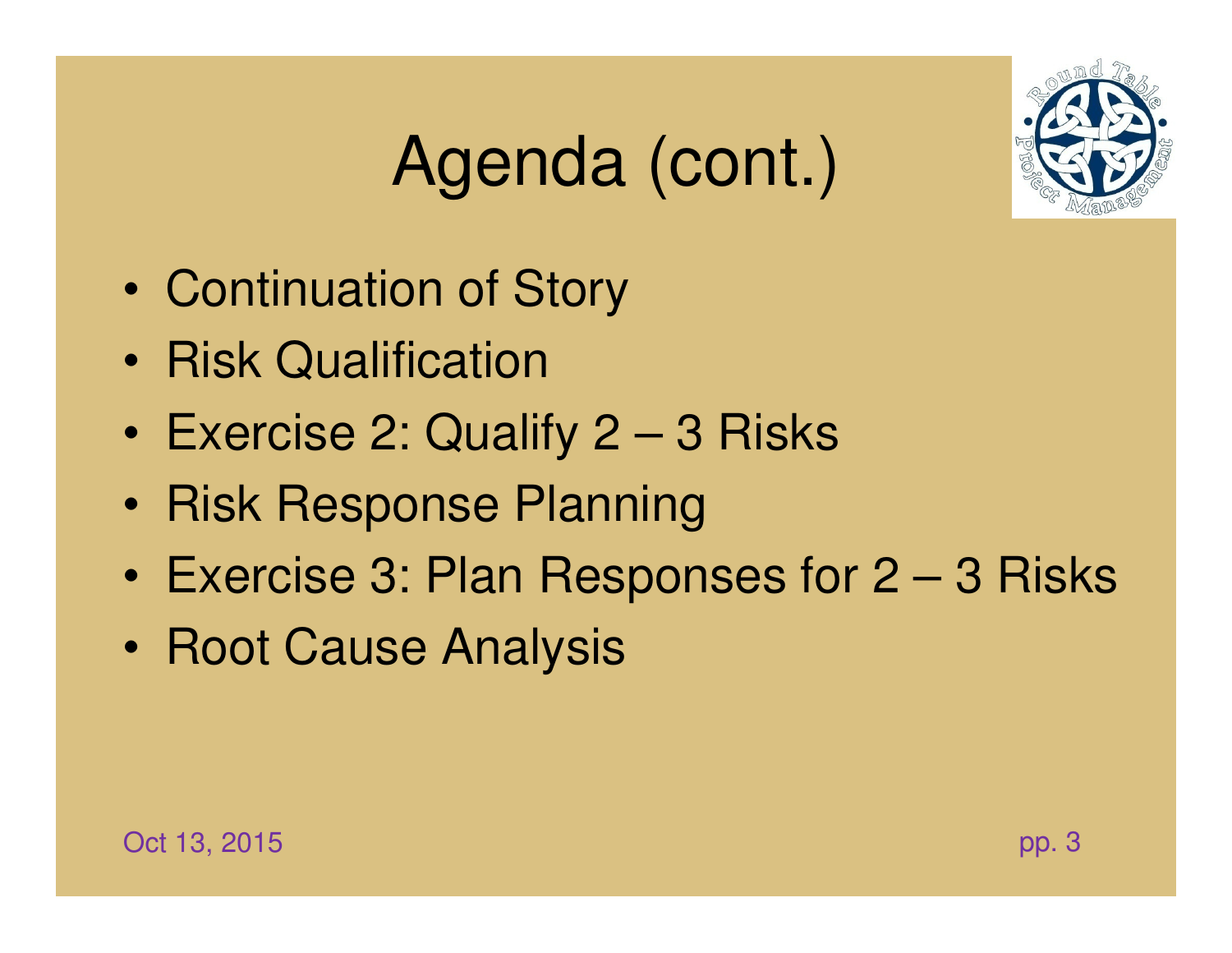# Agenda (cont.)

- Continuation of Story
- Risk Qualification
- Exercise 2: Qualify 2 – 3 Risks
- Risk Response Planning
- Exercise 3: Plan Responses for 2 – 3 Risks
- Root Cause Analysis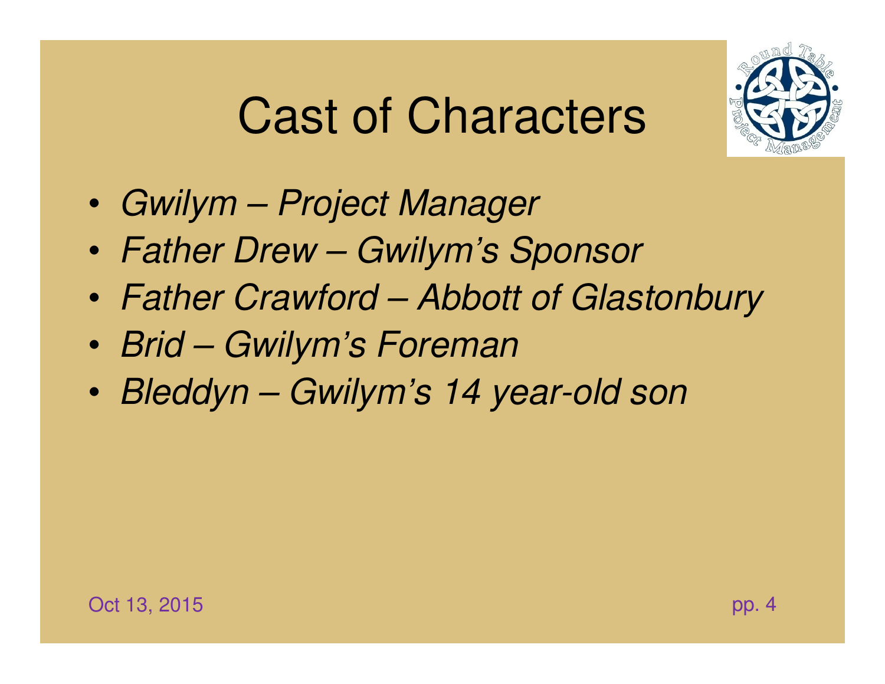# Cast of Characters

- *Gwilym – Project Manager*
- *Father Drew – Gwilym's Sponsor*
- *Father Crawford – Abbott of Glastonbury*
- *Brid – Gwilym's Foreman*
- *Bleddyn – Gwilym's 14 year-old son*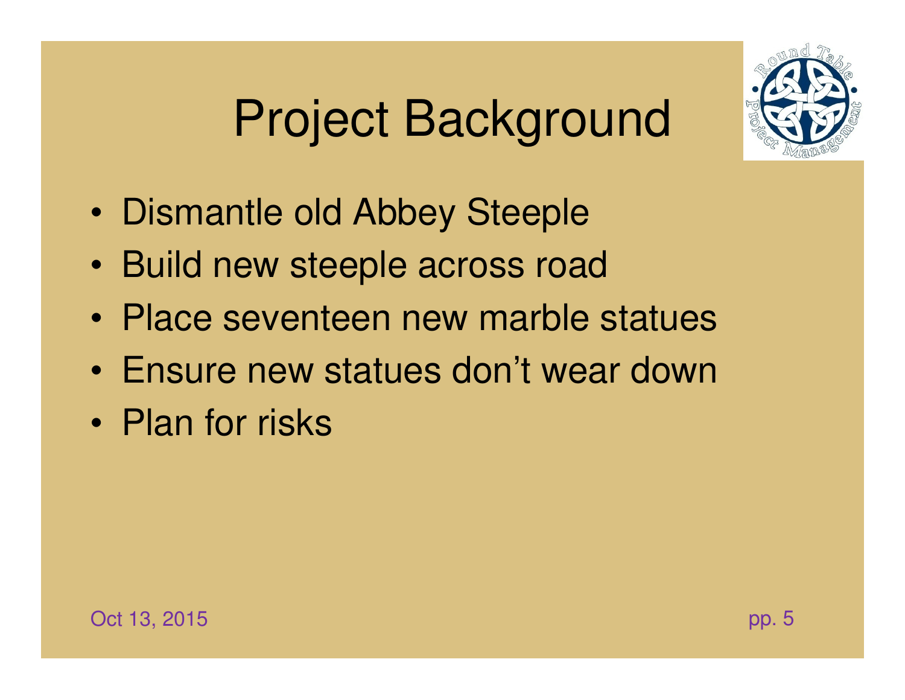# Project Background

- Dismantle old Abbey Steeple
- Build new steeple across road
- Place seventeen new marble statues
- Ensure new statues don't wear down
- Plan for risks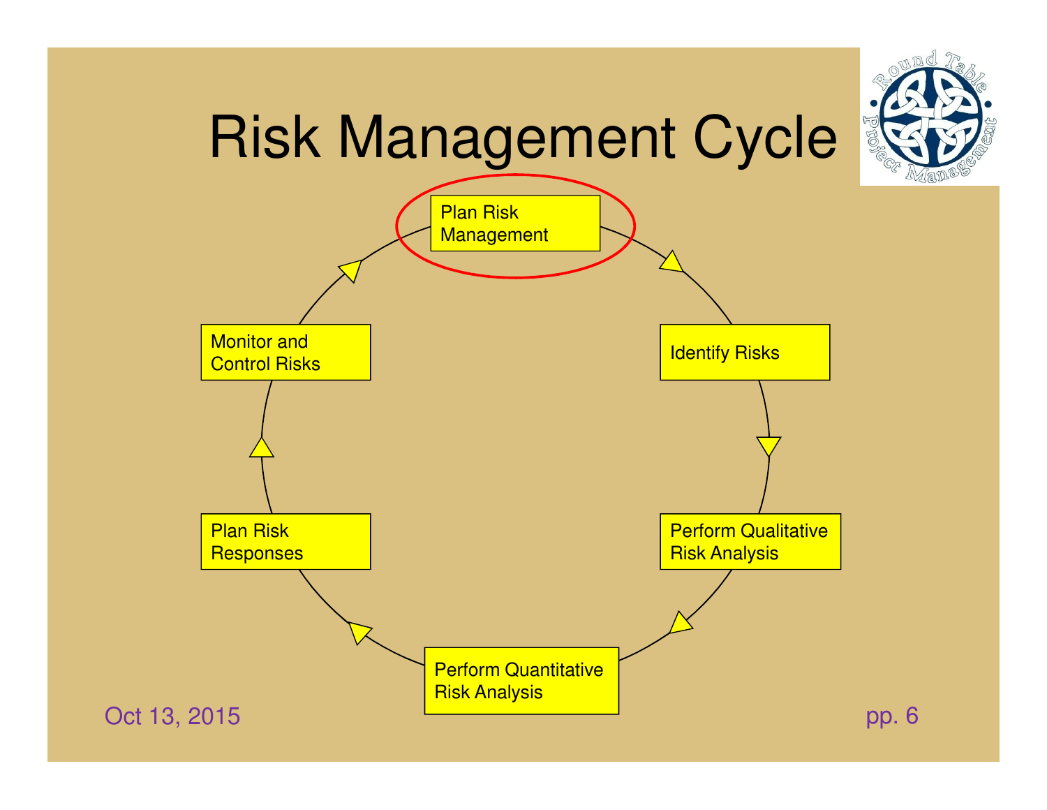# Risk Management Cycle

- Plan Risk Management
- Identify Risks
- Perform Qualitative Risk Analysis
- Perform Quantitative Risk Analysis
- Plan Risk Responses
- Monitor and Control Risks

Oct 13, 2015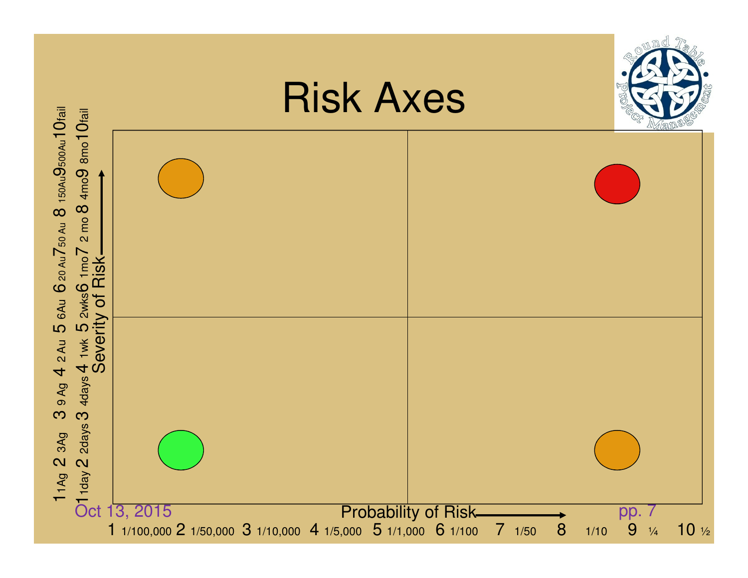# Risk Axes

**Severity of Risk** (vertical axis):

1 1Ag 2 3Ag 3 9 Ag 4 2 Au 5 6Au 6 20 Au 7 50 Au 8 150Au 9 500Au 10 fail

1 1day 2 2days 3 4days 4 1wk 5 2wks 6 1mo 7 2 mo 8 4mo 9 8mo 10 fail

**Probability of Risk** (horizontal axis):

1 1/100,000 2 1/50,000 3 1/10,000 4 1/5,000 5 1/1,000 6 1/100 7 1/50 8 1/10 9 ¼ 10 ½

Oct 13, 2015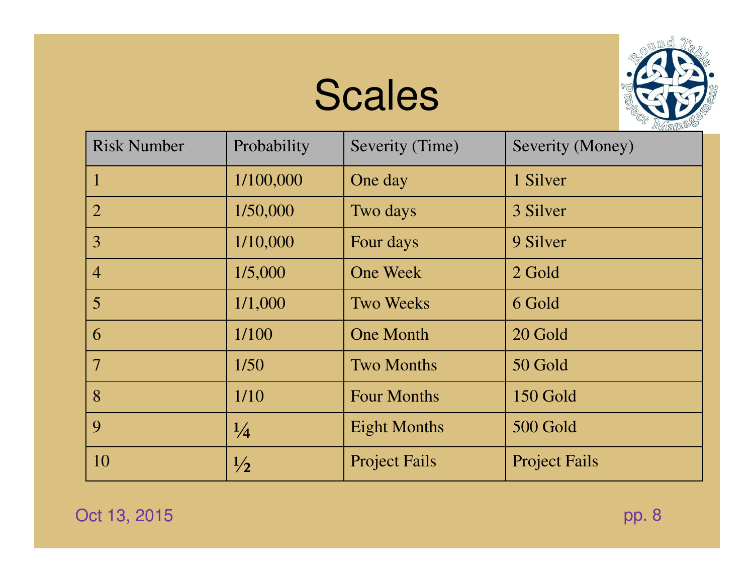# Scales

| Risk Number | Probability | Severity (Time) | Severity (Money) |
|---|---|---|---|
| 1 | 1/100,000 | One day | 1 Silver |
| 2 | 1/50,000 | Two days | 3 Silver |
| 3 | 1/10,000 | Four days | 9 Silver |
| 4 | 1/5,000 | One Week | 2 Gold |
| 5 | 1/1,000 | Two Weeks | 6 Gold |
| 6 | 1/100 | One Month | 20 Gold |
| 7 | 1/50 | Two Months | 50 Gold |
| 8 | 1/10 | Four Months | 150 Gold |
| 9 | ¼ | Eight Months | 500 Gold |
| 10 | ½ | Project Fails | Project Fails |

Oct 13, 2015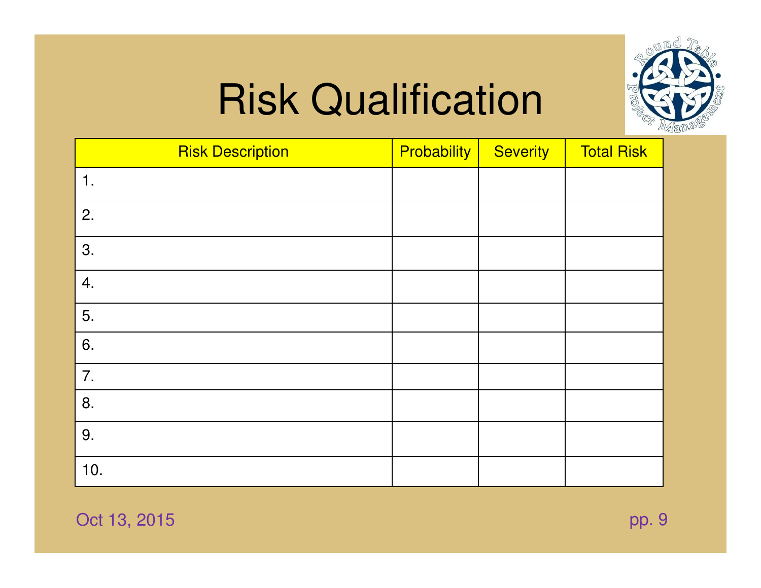# Risk Qualification

| Risk Description | Probability | Severity | Total Risk |
|---|---|---|---|
| 1. | | | |
| 2. | | | |
| 3. | | | |
| 4. | | | |
| 5. | | | |
| 6. | | | |
| 7. | | | |
| 8. | | | |
| 9. | | | |
| 10. | | | |

Oct 13, 2015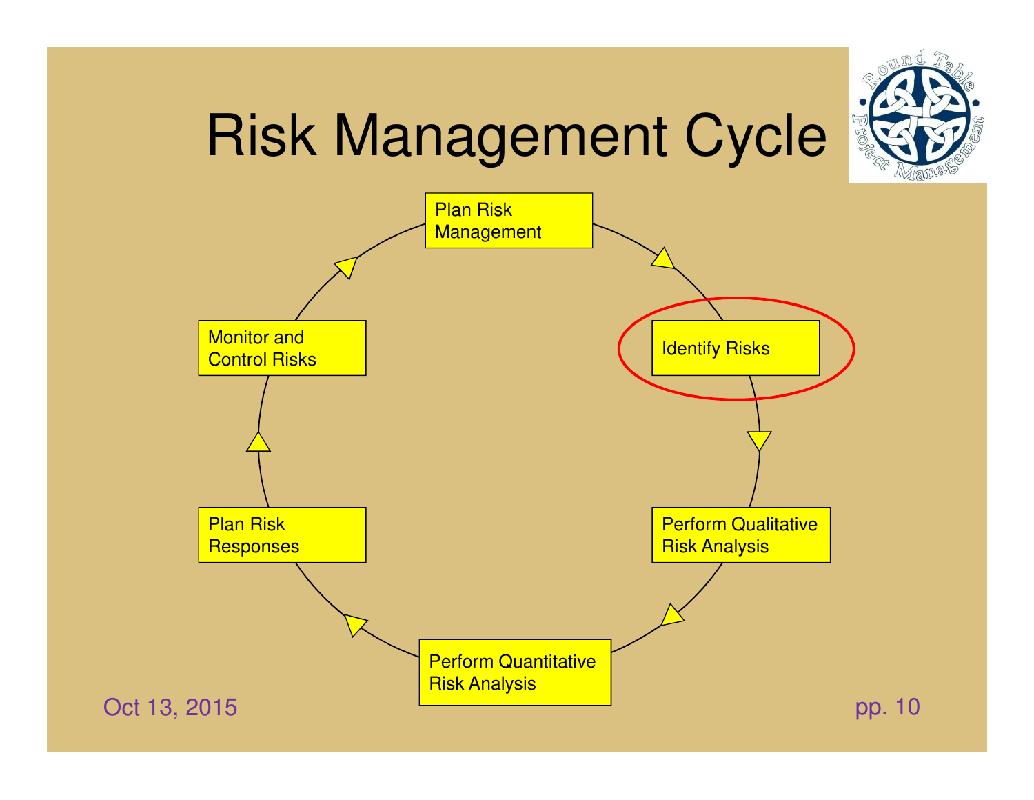# Risk Management Cycle

- Plan Risk Management
- Identify Risks
- Perform Qualitative Risk Analysis
- Perform Quantitative Risk Analysis
- Plan Risk Responses
- Monitor and Control Risks

Oct 13, 2015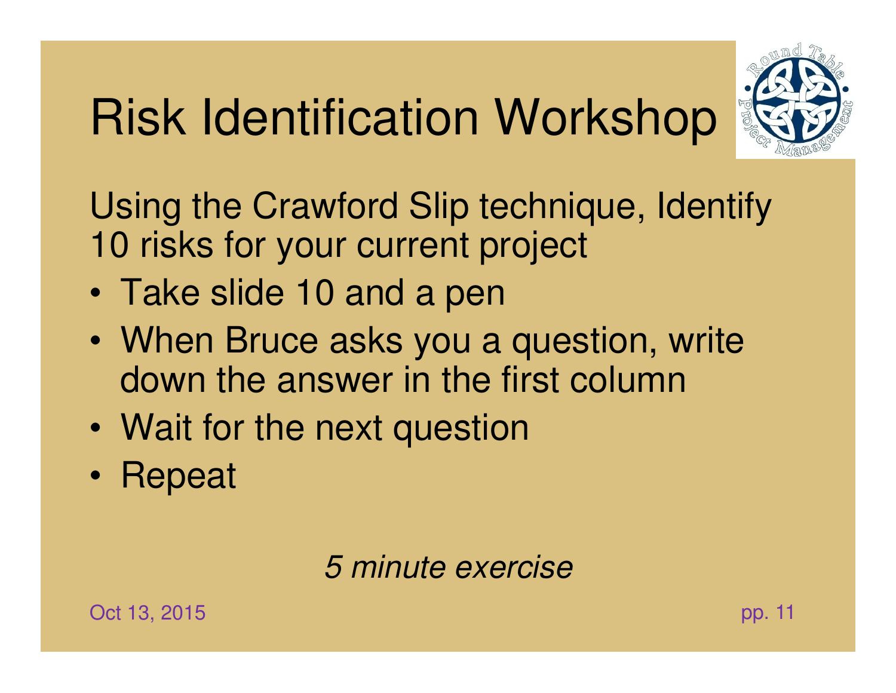# Risk Identification Workshop

Using the Crawford Slip technique, Identify 10 risks for your current project

- Take slide 10 and a pen
- When Bruce asks you a question, write down the answer in the first column
- Wait for the next question
- Repeat

*5 minute exercise*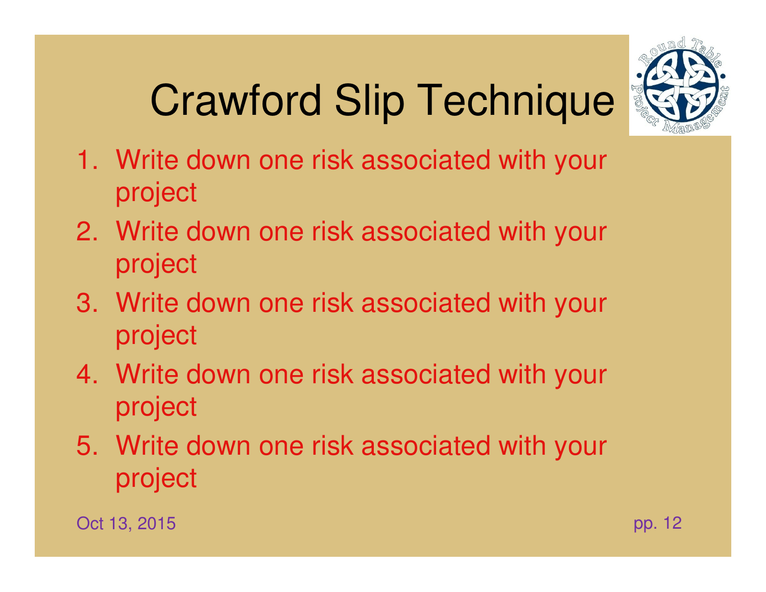# Crawford Slip Technique

1. Write down one risk associated with your project
2. Write down one risk associated with your project
3. Write down one risk associated with your project
4. Write down one risk associated with your project
5. Write down one risk associated with your project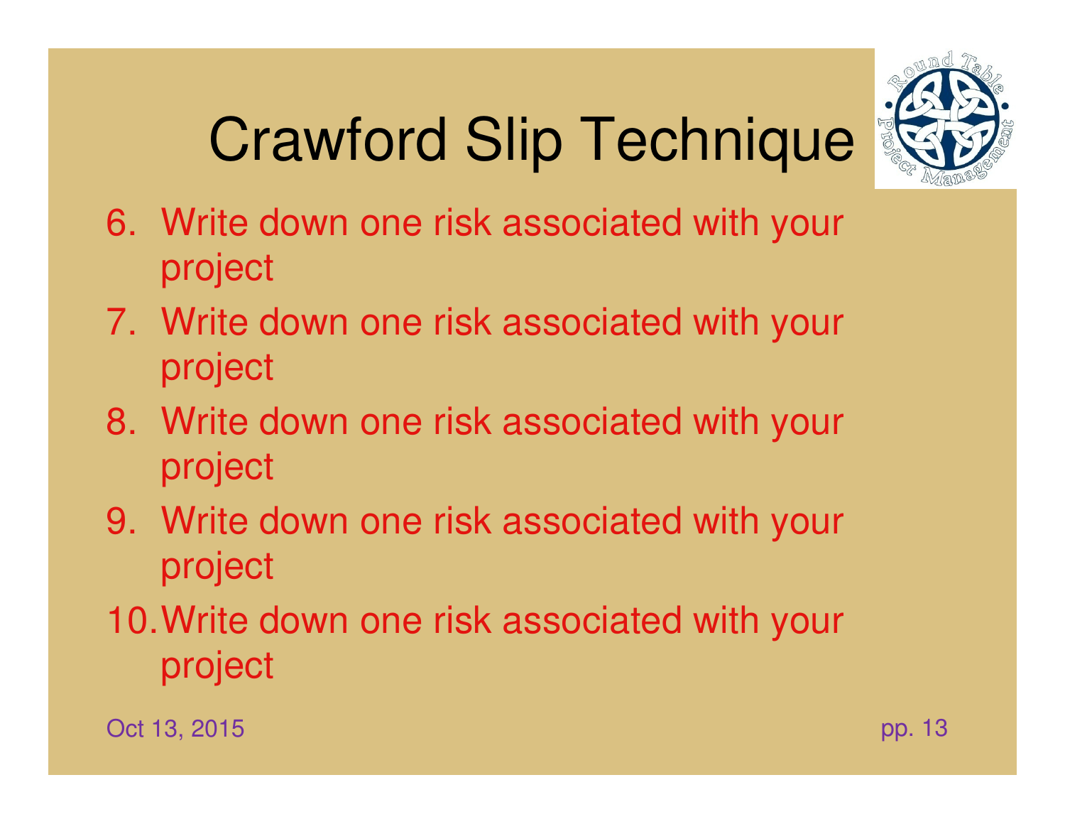# Crawford Slip Technique

6. Write down one risk associated with your project
7. Write down one risk associated with your project
8. Write down one risk associated with your project
9. Write down one risk associated with your project
10. Write down one risk associated with your project

Oct 13, 2015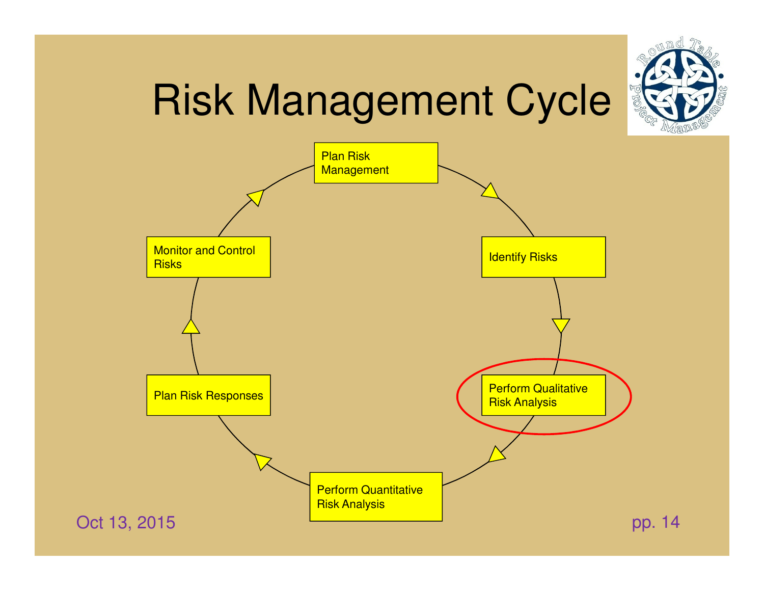# Risk Management Cycle

- Plan Risk Management
- Identify Risks
- Perform Qualitative Risk Analysis
- Perform Quantitative Risk Analysis
- Plan Risk Responses
- Monitor and Control Risks

Oct 13, 2015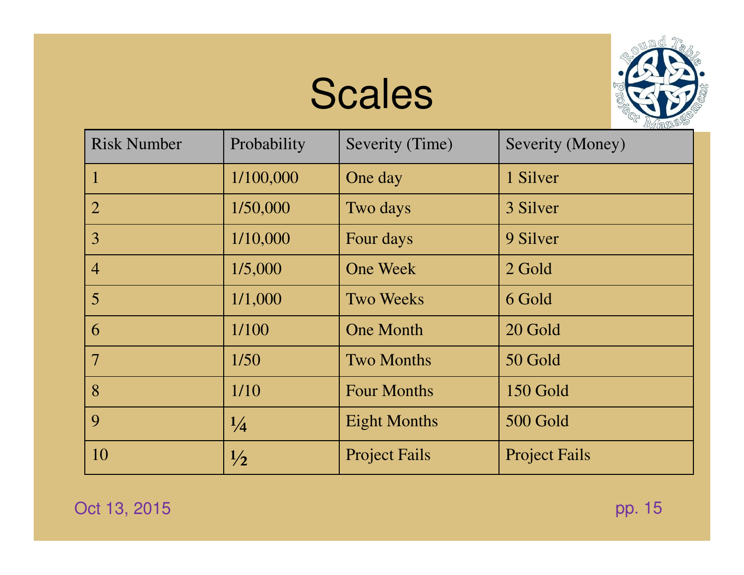# Scales

| Risk Number | Probability | Severity (Time) | Severity (Money) |
|---|---|---|---|
| 1 | 1/100,000 | One day | 1 Silver |
| 2 | 1/50,000 | Two days | 3 Silver |
| 3 | 1/10,000 | Four days | 9 Silver |
| 4 | 1/5,000 | One Week | 2 Gold |
| 5 | 1/1,000 | Two Weeks | 6 Gold |
| 6 | 1/100 | One Month | 20 Gold |
| 7 | 1/50 | Two Months | 50 Gold |
| 8 | 1/10 | Four Months | 150 Gold |
| 9 | ¼ | Eight Months | 500 Gold |
| 10 | ½ | Project Fails | Project Fails |

Oct 13, 2015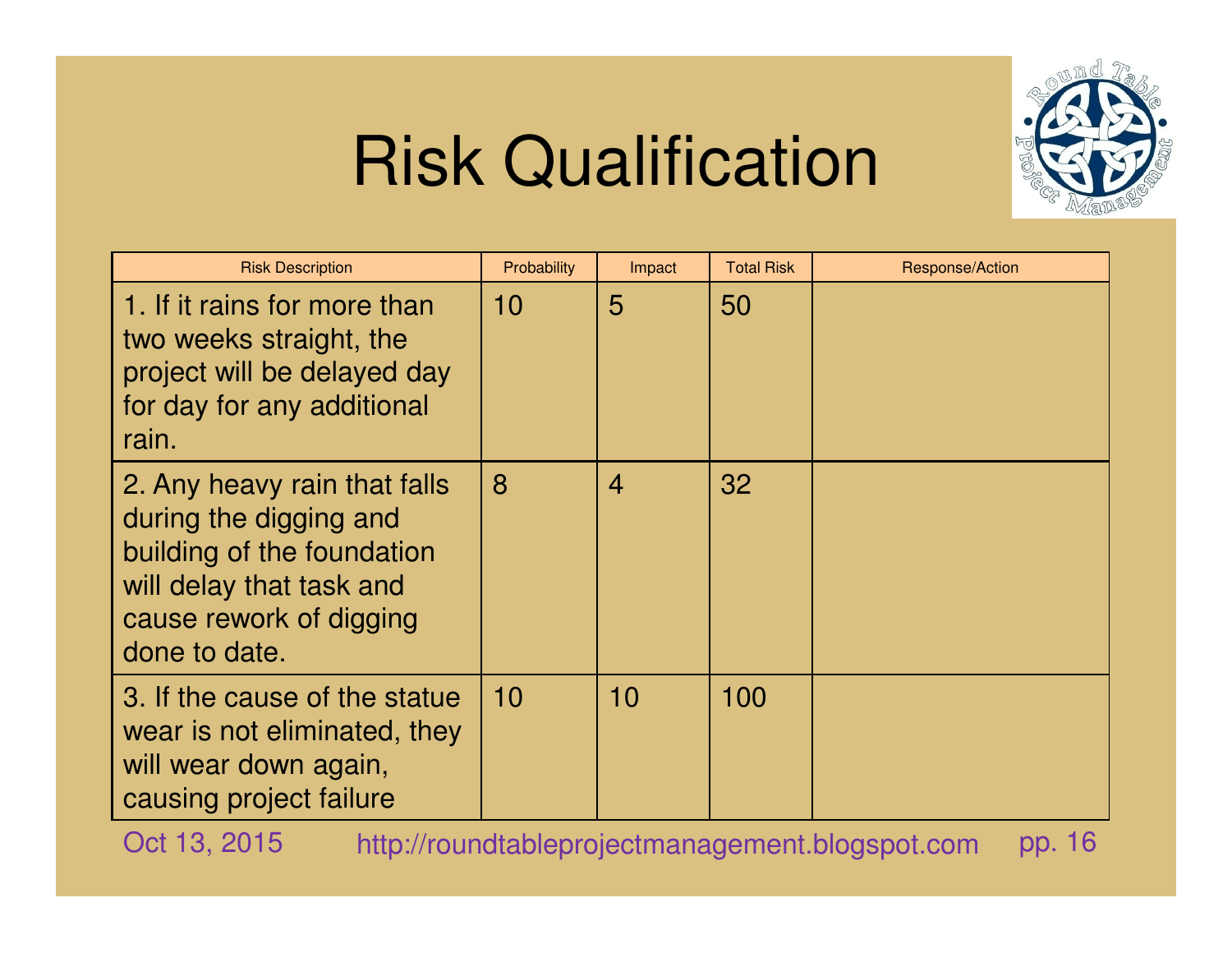# Risk Qualification

| Risk Description | Probability | Impact | Total Risk | Response/Action |
|---|---|---|---|---|
| 1. If it rains for more than two weeks straight, the project will be delayed day for day for any additional rain. | 10 | 5 | 50 | |
| 2. Any heavy rain that falls during the digging and building of the foundation will delay that task and cause rework of digging done to date. | 8 | 4 | 32 | |
| 3. If the cause of the statue wear is not eliminated, they will wear down again, causing project failure | 10 | 10 | 100 | |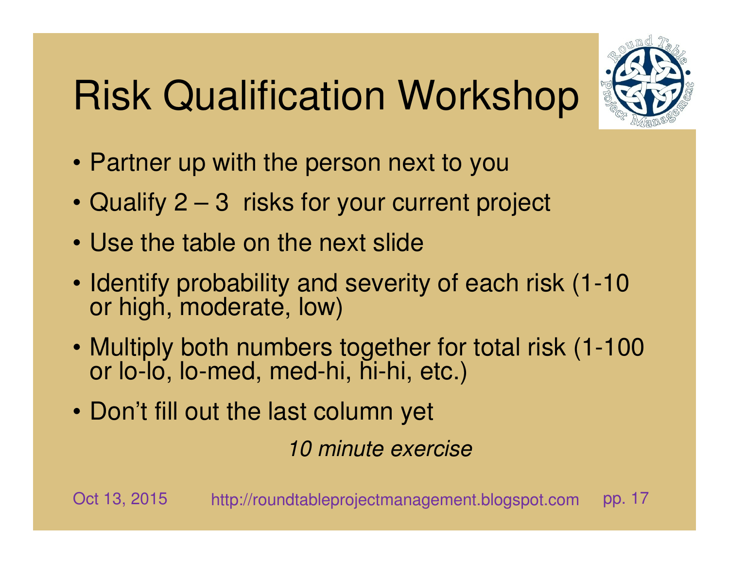# Risk Qualification Workshop

- Partner up with the person next to you
- Qualify 2 – 3 risks for your current project
- Use the table on the next slide
- Identify probability and severity of each risk (1-10 or high, moderate, low)
- Multiply both numbers together for total risk (1-100 or lo-lo, lo-med, med-hi, hi-hi, etc.)
- Don't fill out the last column yet

*10 minute exercise*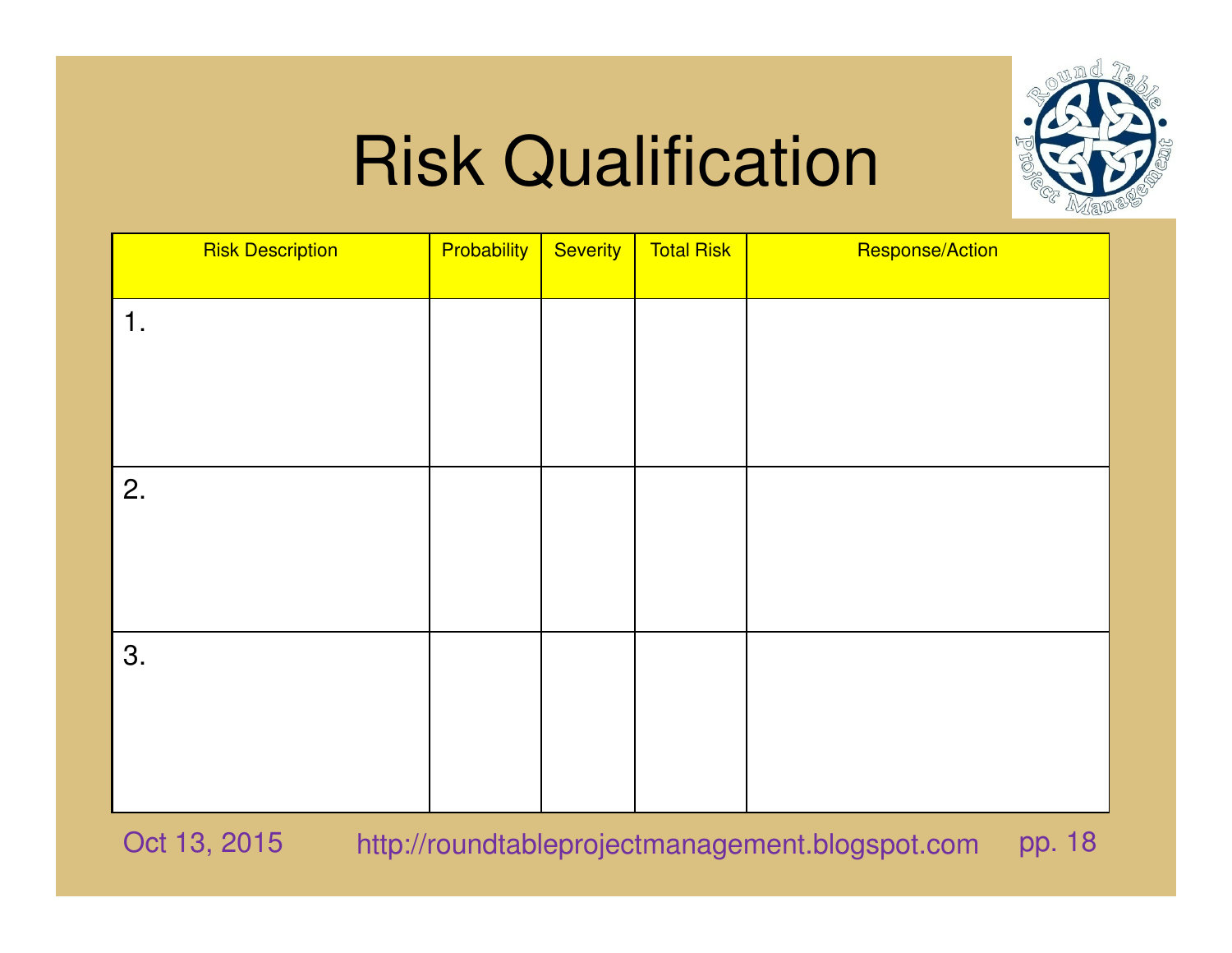# Risk Qualification

| Risk Description | Probability | Severity | Total Risk | Response/Action |
|---|---|---|---|---|
| 1. | | | | |
| 2. | | | | |
| 3. | | | | |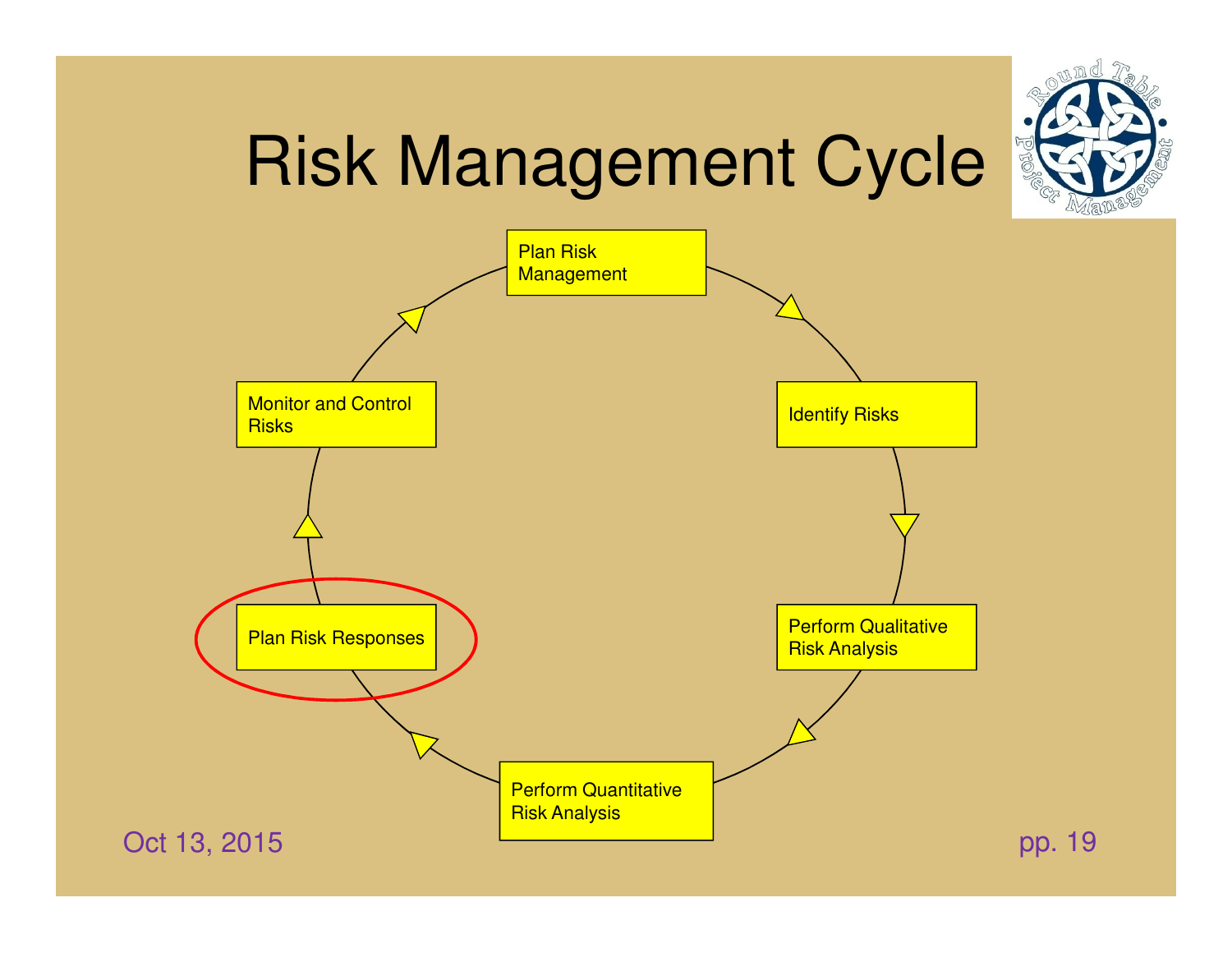# Risk Management Cycle

- Plan Risk Management
- Identify Risks
- Perform Qualitative Risk Analysis
- Perform Quantitative Risk Analysis
- Plan Risk Responses
- Monitor and Control Risks

Oct 13, 2015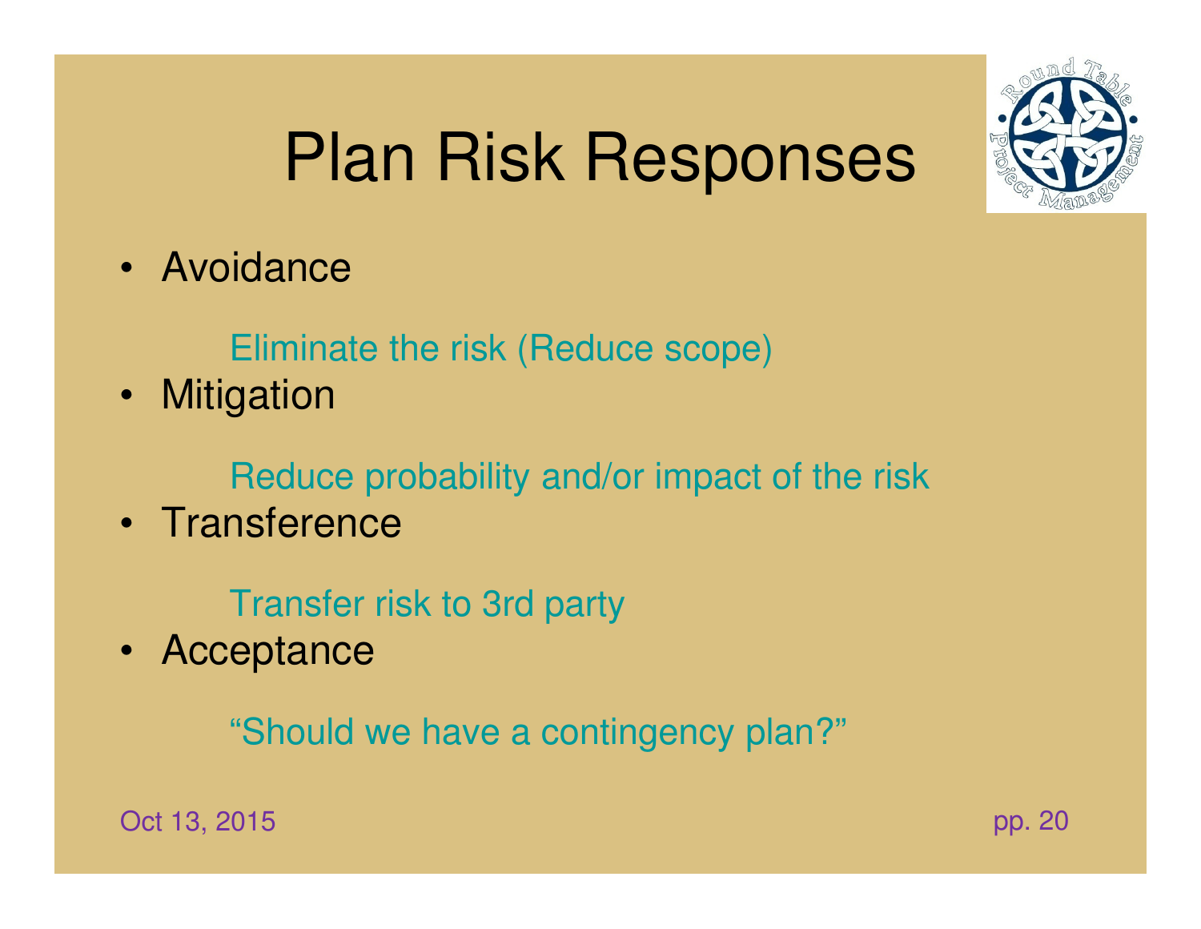# Plan Risk Responses

- Avoidance

  Eliminate the risk (Reduce scope)

- Mitigation

  Reduce probability and/or impact of the risk

- Transference

  Transfer risk to 3rd party

- Acceptance

  "Should we have a contingency plan?"

Oct 13, 2015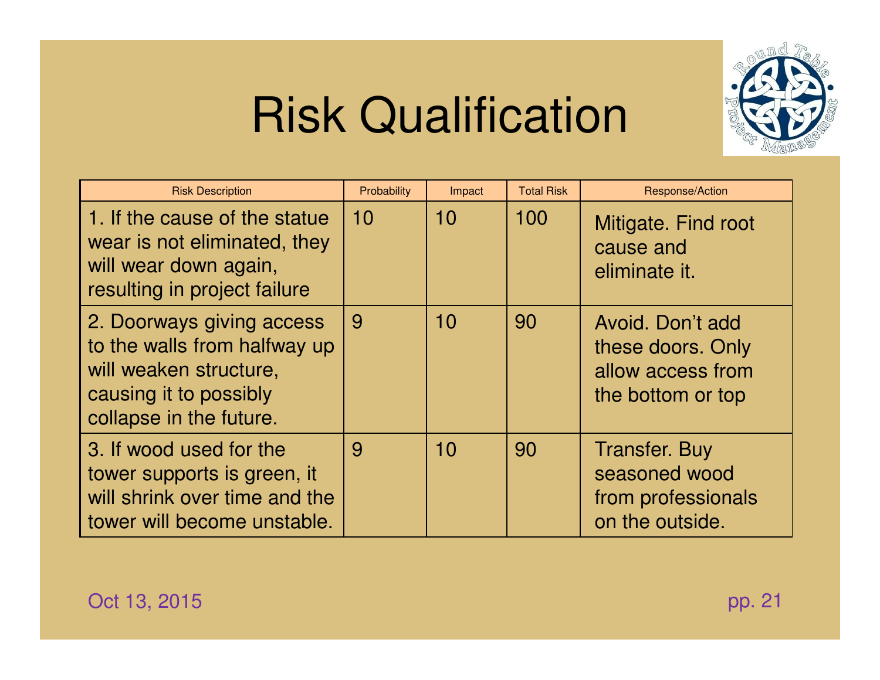# Risk Qualification

| Risk Description | Probability | Impact | Total Risk | Response/Action |
|---|---|---|---|---|
| 1. If the cause of the statue wear is not eliminated, they will wear down again, resulting in project failure | 10 | 10 | 100 | Mitigate. Find root cause and eliminate it. |
| 2. Doorways giving access to the walls from halfway up will weaken structure, causing it to possibly collapse in the future. | 9 | 10 | 90 | Avoid. Don't add these doors. Only allow access from the bottom or top |
| 3. If wood used for the tower supports is green, it will shrink over time and the tower will become unstable. | 9 | 10 | 90 | Transfer. Buy seasoned wood from professionals on the outside. |

Oct 13, 2015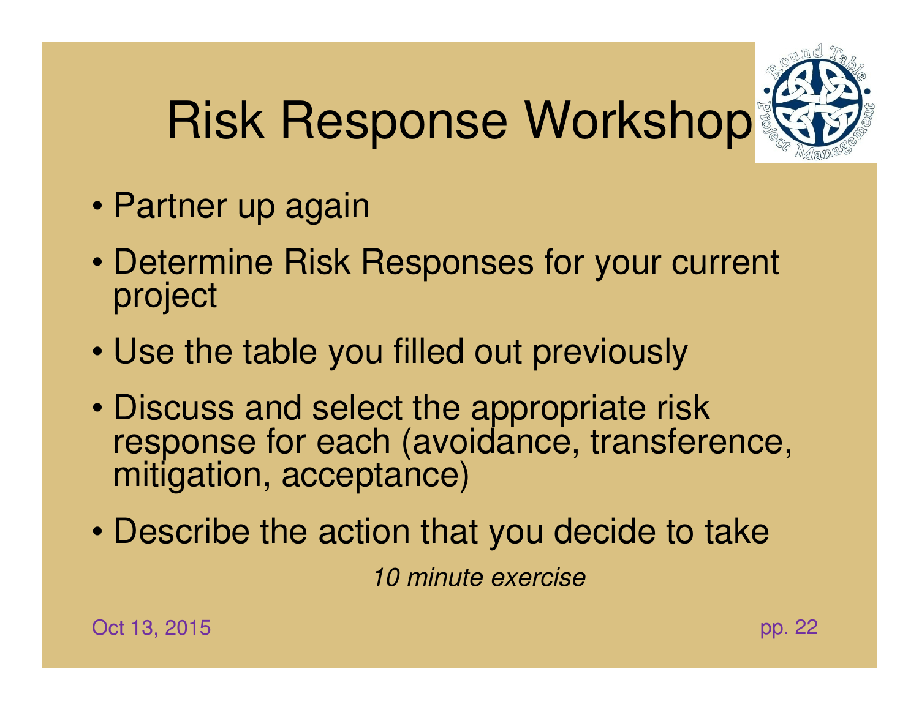# Risk Response Workshop

- Partner up again
- Determine Risk Responses for your current project
- Use the table you filled out previously
- Discuss and select the appropriate risk response for each (avoidance, transference, mitigation, acceptance)
- Describe the action that you decide to take

*10 minute exercise*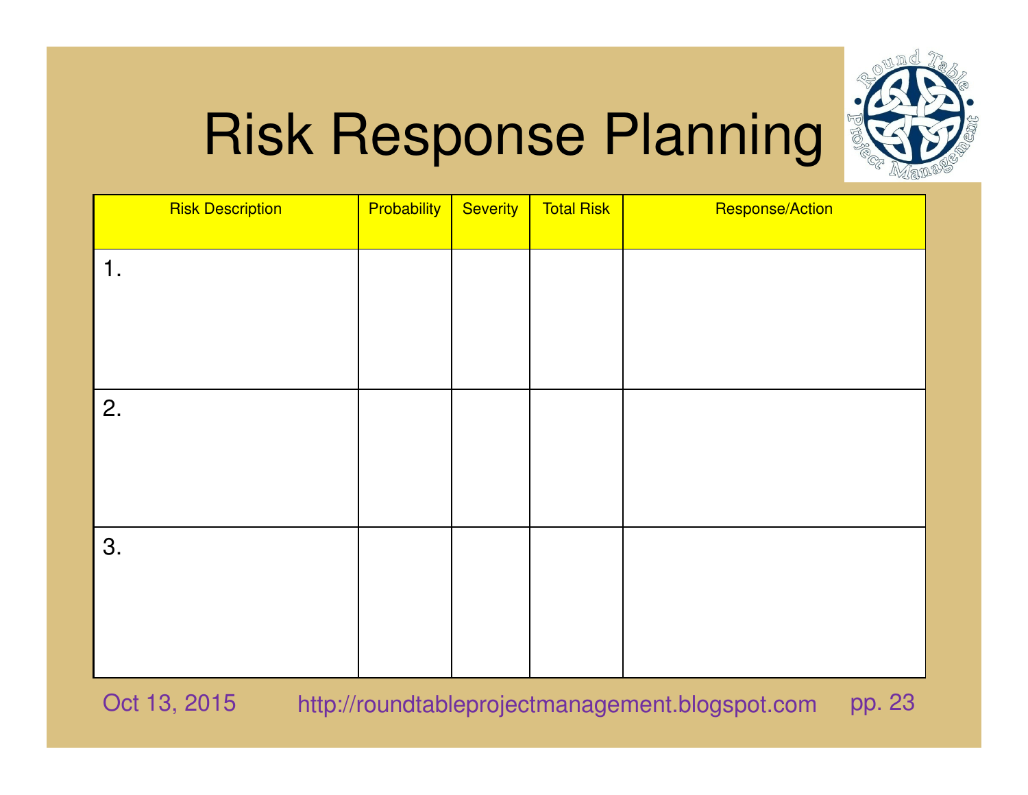# Risk Response Planning

| Risk Description | Probability | Severity | Total Risk | Response/Action |
|---|---|---|---|---|
| 1. | | | | |
| 2. | | | | |
| 3. | | | | |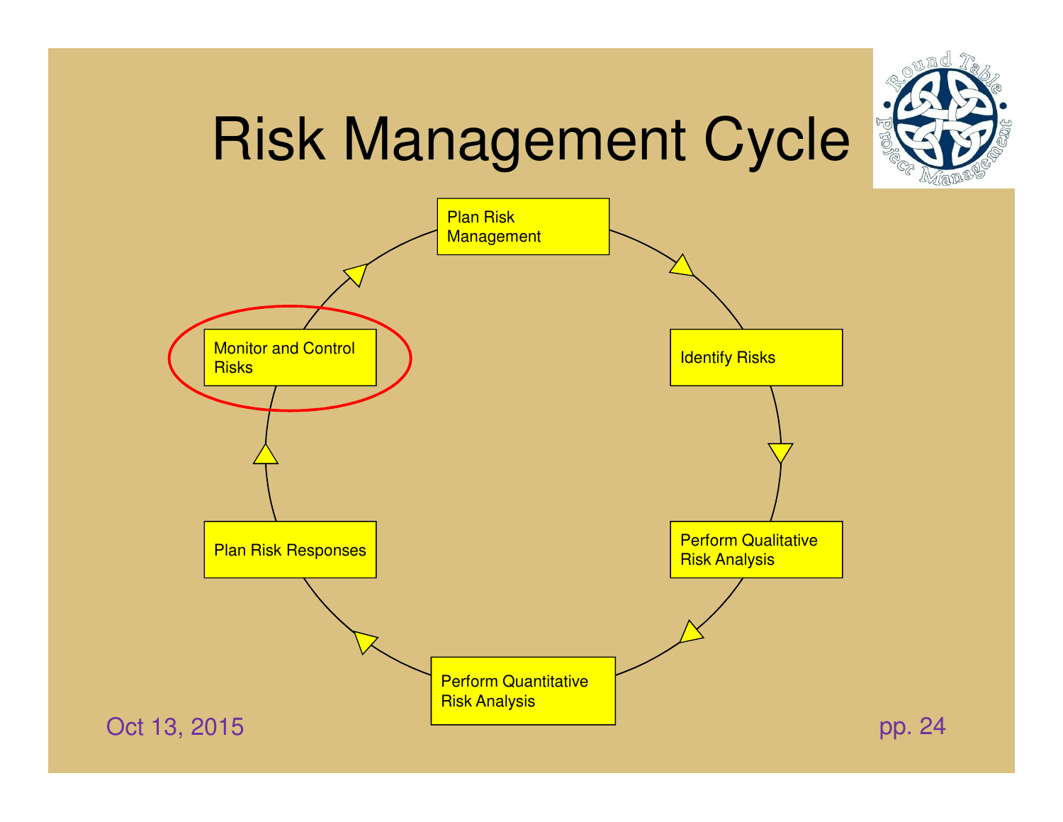# Risk Management Cycle

- Plan Risk Management
- Identify Risks
- Perform Qualitative Risk Analysis
- Perform Quantitative Risk Analysis
- Plan Risk Responses
- Monitor and Control Risks

Oct 13, 2015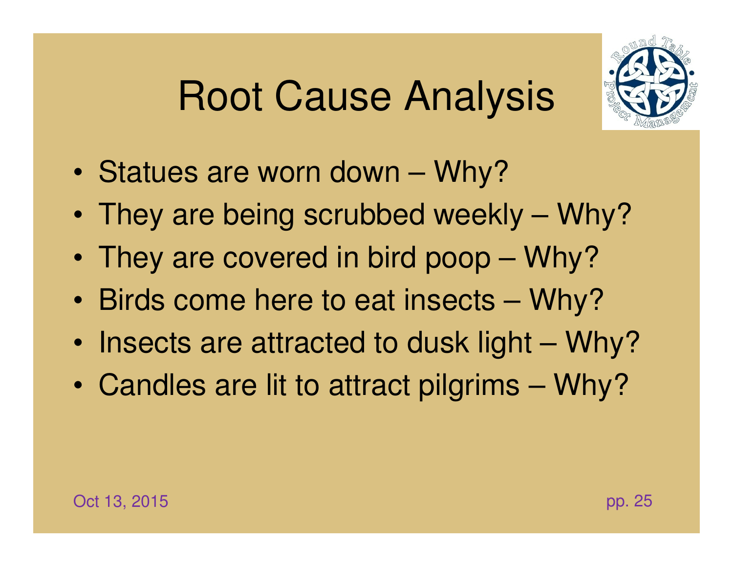# Root Cause Analysis

- Statues are worn down – Why?
- They are being scrubbed weekly – Why?
- They are covered in bird poop – Why?
- Birds come here to eat insects – Why?
- Insects are attracted to dusk light – Why?
- Candles are lit to attract pilgrims – Why?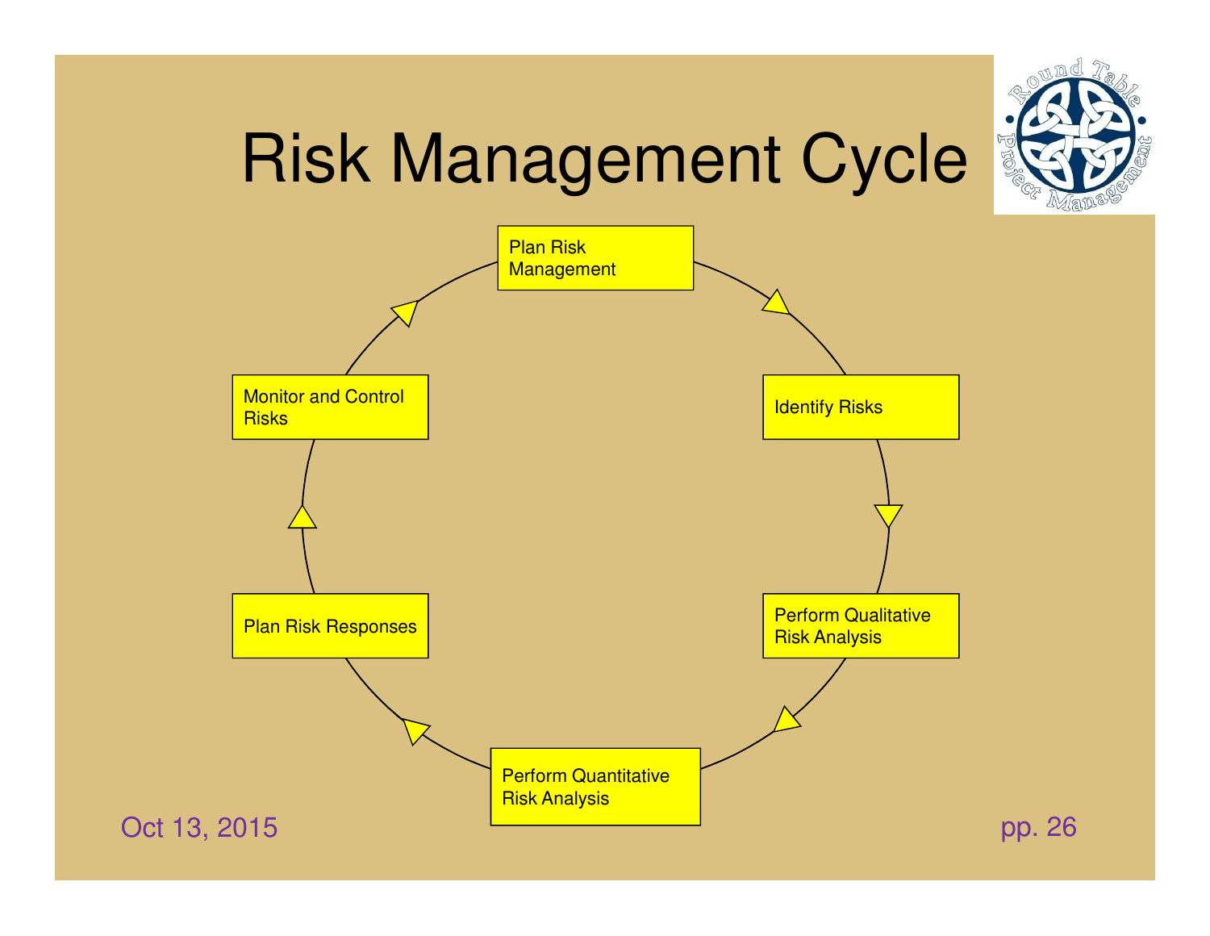# Risk Management Cycle

- Plan Risk Management
- Identify Risks
- Perform Qualitative Risk Analysis
- Perform Quantitative Risk Analysis
- Plan Risk Responses
- Monitor and Control Risks

Oct 13, 2015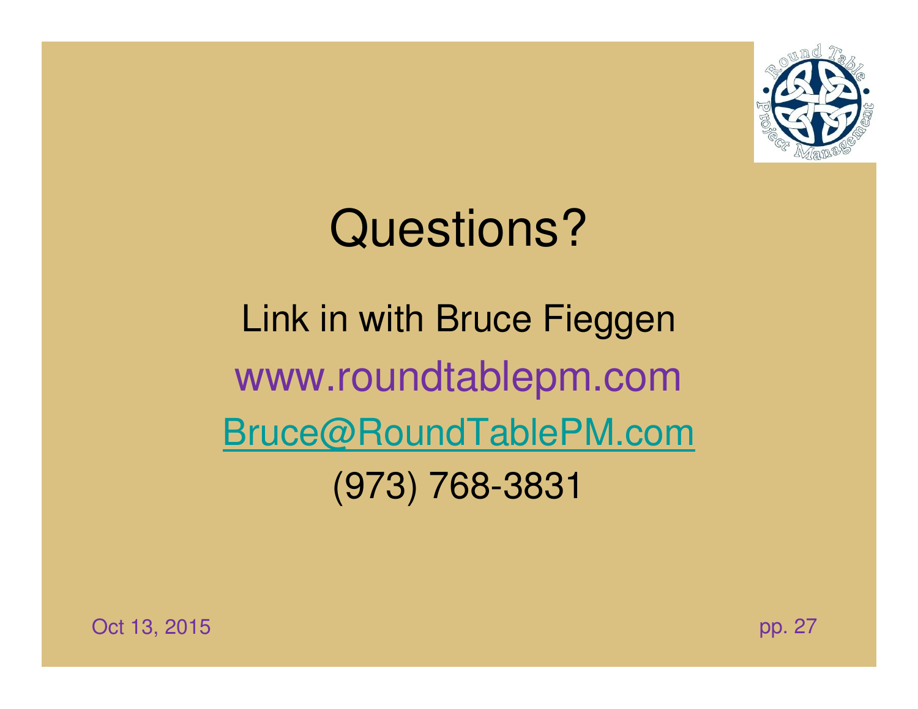# Questions?

Link in with Bruce Fieggen

www.roundtablepm.com

Bruce@RoundTablePM.com

(973) 768-3831

Oct 13, 2015